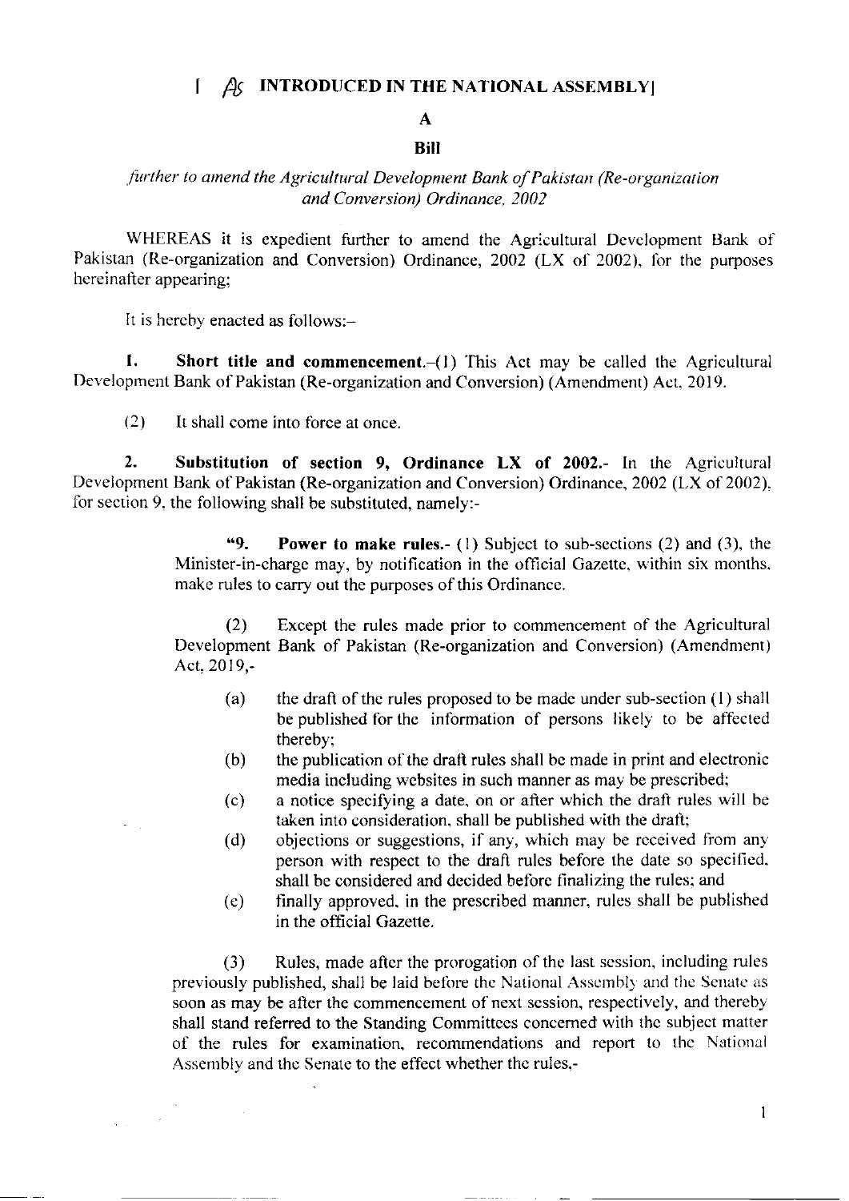[ *As* **INTRODUCED IN THE NATIONAL ASSEMBLY**]

# A

# Bill

*further to amend the Agricultural Development Bank of Pakistan (Re-organization and Conversion) Ordinance, 2002*

WHEREAS it is expedient further to amend the Agricultural Development Bank of Pakistan (Re-organization and Conversion) Ordinance, 2002 (LX of 2002), for the purposes hereinafter appearing;

It is hereby enacted as follows:–

**1. Short title and commencement.**–(1) This Act may be called the Agricultural Development Bank of Pakistan (Re-organization and Conversion) (Amendment) Act, 2019.

(2) It shall come into force at once.

**2. Substitution of section 9, Ordinance LX of 2002.**- In the Agricultural Development Bank of Pakistan (Re-organization and Conversion) Ordinance, 2002 (LX of 2002), for section 9, the following shall be substituted, namely:-

> "**9. Power to make rules.**- (1) Subject to sub-sections (2) and (3), the Minister-in-charge may, by notification in the official Gazette, within six months, make rules to carry out the purposes of this Ordinance.
>
> (2) Except the rules made prior to commencement of the Agricultural Development Bank of Pakistan (Re-organization and Conversion) (Amendment) Act, 2019,-
>
> (a) the draft of the rules proposed to be made under sub-section (1) shall be published for the information of persons likely to be affected thereby;
>
> (b) the publication of the draft rules shall be made in print and electronic media including websites in such manner as may be prescribed;
>
> (c) a notice specifying a date, on or after which the draft rules will be taken into consideration, shall be published with the draft;
>
> (d) objections or suggestions, if any, which may be received from any person with respect to the draft rules before the date so specified, shall be considered and decided before finalizing the rules; and
>
> (e) finally approved, in the prescribed manner, rules shall be published in the official Gazette.
>
> (3) Rules, made after the prorogation of the last session, including rules previously published, shall be laid before the National Assembly and the Senate as soon as may be after the commencement of next session, respectively, and thereby shall stand referred to the Standing Committees concerned with the subject matter of the rules for examination, recommendations and report to the National Assembly and the Senate to the effect whether the rules,-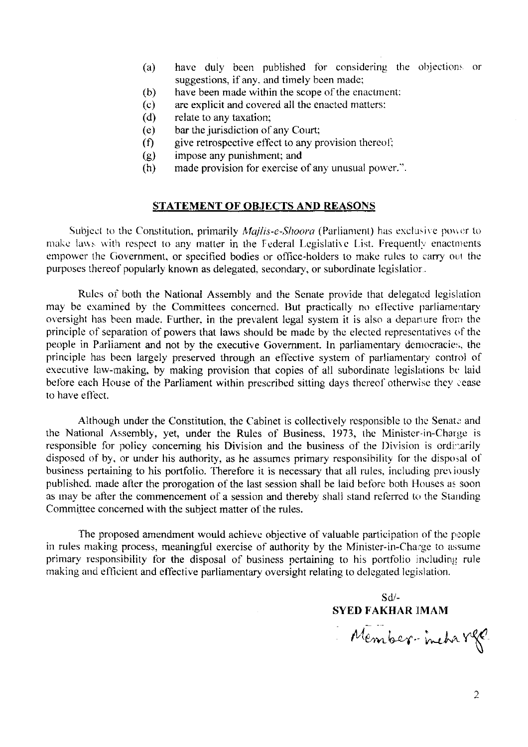(a) have duly been published for considering the objections or suggestions, if any, and timely been made;
(b) have been made within the scope of the enactment;
(c) are explicit and covered all the enacted matters;
(d) relate to any taxation;
(e) bar the jurisdiction of any Court;
(f) give retrospective effect to any provision thereof;
(g) impose any punishment; and
(h) made provision for exercise of any unusual power.".

## STATEMENT OF OBJECTS AND REASONS

Subject to the Constitution, primarily *Majlis-e-Shoora* (Parliament) has exclusive power to make laws with respect to any matter in the Federal Legislative List. Frequently enactments empower the Government, or specified bodies or office-holders to make rules to carry out the purposes thereof popularly known as delegated, secondary, or subordinate legislation.

Rules of both the National Assembly and the Senate provide that delegated legislation may be examined by the Committees concerned. But practically no effective parliamentary oversight has been made. Further, in the prevalent legal system it is also a departure from the principle of separation of powers that laws should be made by the elected representatives of the people in Parliament and not by the executive Government. In parliamentary democracies, the principle has been largely preserved through an effective system of parliamentary control of executive law-making, by making provision that copies of all subordinate legislations be laid before each House of the Parliament within prescribed sitting days thereof otherwise they cease to have effect.

Although under the Constitution, the Cabinet is collectively responsible to the Senate and the National Assembly, yet, under the Rules of Business, 1973, the Minister-in-Charge is responsible for policy concerning his Division and the business of the Division is ordinarily disposed of by, or under his authority, as he assumes primary responsibility for the disposal of business pertaining to his portfolio. Therefore it is necessary that all rules, including previously published, made after the prorogation of the last session shall be laid before both Houses as soon as may be after the commencement of a session and thereby shall stand referred to the Standing Committee concerned with the subject matter of the rules.

The proposed amendment would achieve objective of valuable participation of the people in rules making process, meaningful exercise of authority by the Minister-in-Charge to assume primary responsibility for the disposal of business pertaining to his portfolio including rule making and efficient and effective parliamentary oversight relating to delegated legislation.

Sd/-
**SYED FAKHAR IMAM**
Member-incharge